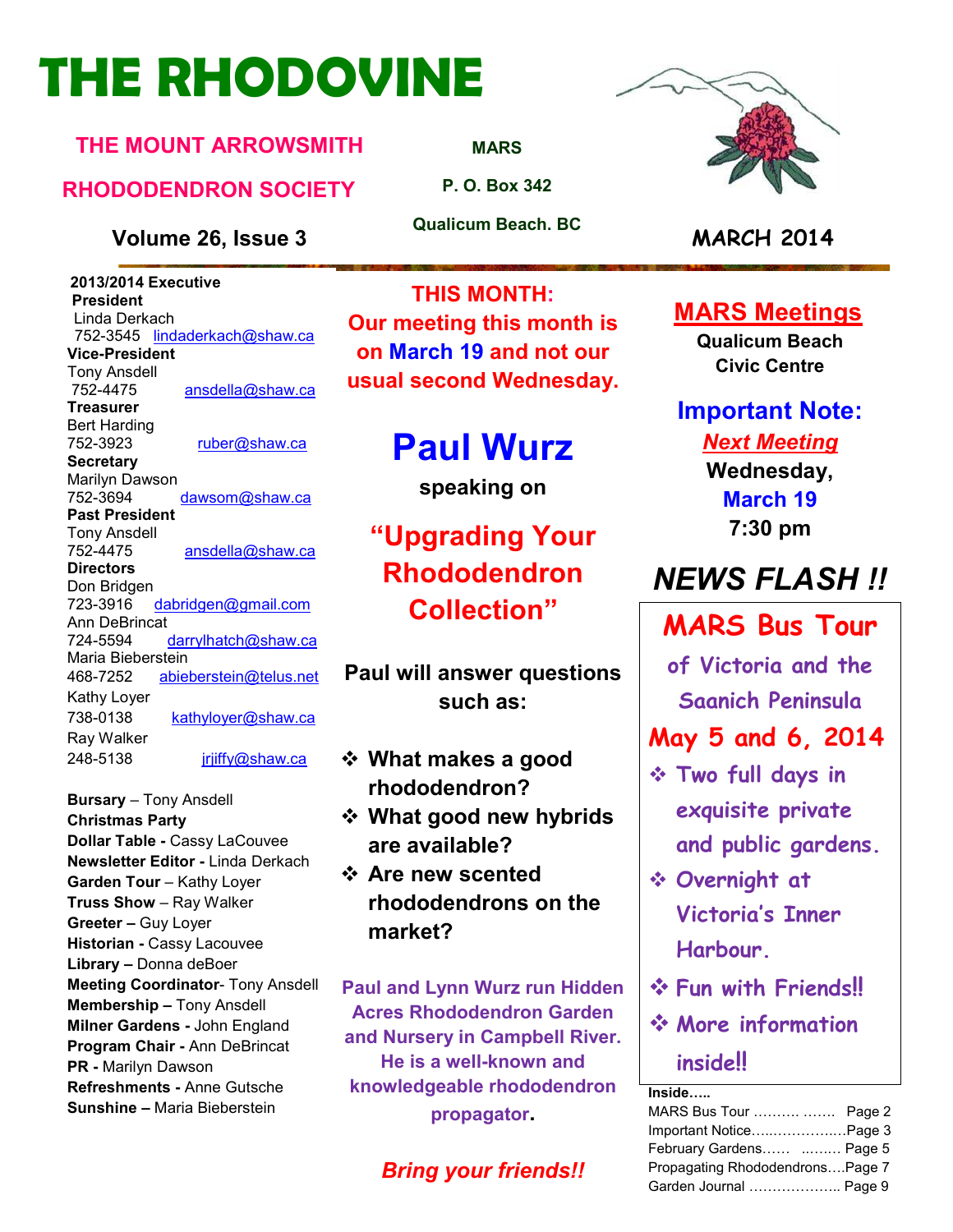# THE RHODOVINE

**THE MOUNT ARROWSMITH RHODODENDRON SOCIETY**

**MARS**
**P. O. Box 342**
**Qualicum Beach. BC**

**Volume 26, Issue 3**

**MARCH 2014**

**2013/2014 Executive**

**President**
Linda Derkach
752-3545 lindaderkach@shaw.ca

**Vice-President**
Tony Ansdell
752-4475 ansdella@shaw.ca

**Treasurer**
Bert Harding
752-3923 ruber@shaw.ca

**Secretary**
Marilyn Dawson
752-3694 dawsom@shaw.ca

**Past President**
Tony Ansdell
752-4475 ansdella@shaw.ca

**Directors**
Don Bridgen
723-3916 dabridgen@gmail.com
Ann DeBrincat
724-5594 darrylhatch@shaw.ca
Maria Bieberstein
468-7252 abieberstein@telus.net
Kathy Loyer
738-0138 kathyloyer@shaw.ca
Ray Walker
248-5138 jrjiffy@shaw.ca

**Bursary** – Tony Ansdell
**Christmas Party**
**Dollar Table -** Cassy LaCouvee
**Newsletter Editor -** Linda Derkach
**Garden Tour** – Kathy Loyer
**Truss Show** – Ray Walker
**Greeter –** Guy Loyer
**Historian -** Cassy Lacouvee
**Library –** Donna deBoer
**Meeting Coordinator**- Tony Ansdell
**Membership –** Tony Ansdell
**Milner Gardens -** John England
**Program Chair -** Ann DeBrincat
**PR -** Marilyn Dawson
**Refreshments -** Anne Gutsche
**Sunshine –** Maria Bieberstein

**THIS MONTH:**
**Our meeting this month is on March 19 and not our usual second Wednesday.**

## Paul Wurz

**speaking on**

## "Upgrading Your Rhododendron Collection"

**Paul will answer questions such as:**

- **What makes a good rhododendron?**
- **What good new hybrids are available?**
- **Are new scented rhododendrons on the market?**

**Paul and Lynn Wurz run Hidden Acres Rhododendron Garden and Nursery in Campbell River. He is a well-known and knowledgeable rhododendron propagator.**

***Bring your friends!!***

## MARS Meetings

**Qualicum Beach Civic Centre**

**Important Note:**
***Next Meeting***
**Wednesday,**
**March 19**
**7:30 pm**

## *NEWS FLASH !!*

**MARS Bus Tour**
**of Victoria and the Saanich Peninsula**
**May 5 and 6, 2014**

- Two full days in exquisite private and public gardens.
- Overnight at Victoria's Inner Harbour.
- Fun with Friends!!
- More information inside!!

**Inside…..**
MARS Bus Tour ………. ……. Page 2
Important Notice…..…………..…Page 3
February Gardens…… ..……. Page 5
Propagating Rhododendrons….Page 7
Garden Journal ……………….. Page 9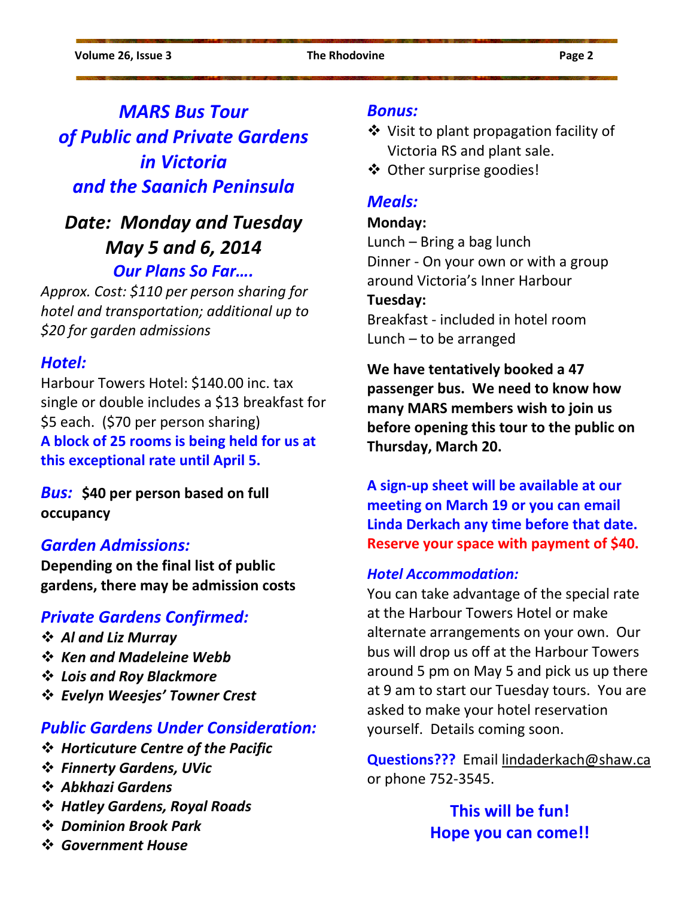# *MARS Bus Tour of Public and Private Gardens in Victoria and the Saanich Peninsula*

## *Date: Monday and Tuesday May 5 and 6, 2014*

### *Our Plans So Far….*

*Approx. Cost: $110 per person sharing for hotel and transportation; additional up to $20 for garden admissions*

### *Hotel:*

Harbour Towers Hotel: $140.00 inc. tax single or double includes a $13 breakfast for $5 each. ($70 per person sharing)

**A block of 25 rooms is being held for us at this exceptional rate until April 5.**

***Bus:*** **$40 per person based on full occupancy**

### *Garden Admissions:*

**Depending on the final list of public gardens, there may be admission costs**

### *Private Gardens Confirmed:*

- ***Al and Liz Murray***
- ***Ken and Madeleine Webb***
- ***Lois and Roy Blackmore***
- ***Evelyn Weesjes' Towner Crest***

### *Public Gardens Under Consideration:*

- ***Horticuture Centre of the Pacific***
- ***Finnerty Gardens, UVic***
- ***Abkhazi Gardens***
- ***Hatley Gardens, Royal Roads***
- ***Dominion Brook Park***
- ***Government House***

### *Bonus:*

- Visit to plant propagation facility of Victoria RS and plant sale.
- Other surprise goodies!

### *Meals:*

**Monday:**

Lunch – Bring a bag lunch

Dinner - On your own or with a group around Victoria's Inner Harbour

**Tuesday:**

Breakfast - included in hotel room

Lunch – to be arranged

**We have tentatively booked a 47 passenger bus. We need to know how many MARS members wish to join us before opening this tour to the public on Thursday, March 20.**

**A sign-up sheet will be available at our meeting on March 19 or you can email Linda Derkach any time before that date. Reserve your space with payment of $40.**

### *Hotel Accommodation:*

You can take advantage of the special rate at the Harbour Towers Hotel or make alternate arrangements on your own. Our bus will drop us off at the Harbour Towers around 5 pm on May 5 and pick us up there at 9 am to start our Tuesday tours. You are asked to make your hotel reservation yourself. Details coming soon.

**Questions???** Email lindaderkach@shaw.ca or phone 752-3545.

**This will be fun!**
**Hope you can come!!**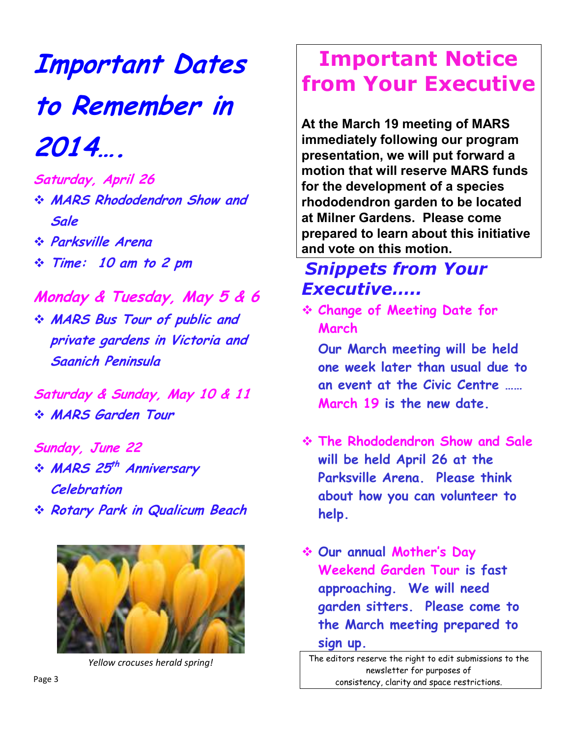# Important Dates to Remember in 2014….

**Saturday, April 26**

- MARS Rhododendron Show and Sale
- Parksville Arena
- Time: 10 am to 2 pm

**Monday & Tuesday, May 5 & 6**

- MARS Bus Tour of public and private gardens in Victoria and Saanich Peninsula

**Saturday & Sunday, May 10 & 11**

- MARS Garden Tour

**Sunday, June 22**

- MARS 25th Anniversary Celebration
- Rotary Park in Qualicum Beach

*Yellow crocuses herald spring!*

## Important Notice from Your Executive

**At the March 19 meeting of MARS immediately following our program presentation, we will put forward a motion that will reserve MARS funds for the development of a species rhododendron garden to be located at Milner Gardens. Please come prepared to learn about this initiative and vote on this motion.**

## *Snippets from Your Executive…..*

- **Change of Meeting Date for March**

  Our March meeting will be held one week later than usual due to an event at the Civic Centre …… March 19 is the new date.

- **The Rhododendron Show and Sale** will be held April 26 at the Parksville Arena. Please think about how you can volunteer to help.

- Our annual **Mother's Day Weekend Garden Tour** is fast approaching. We will need garden sitters. Please come to the March meeting prepared to sign up.

The editors reserve the right to edit submissions to the newsletter for purposes of consistency, clarity and space restrictions.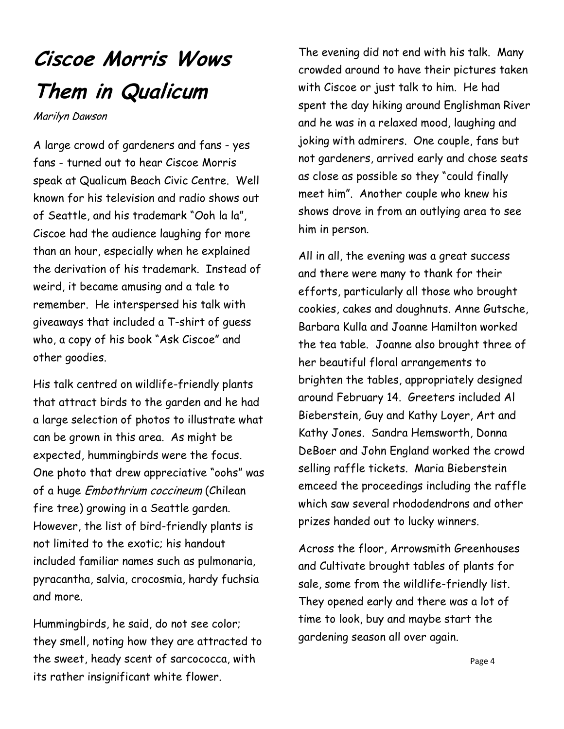# Ciscoe Morris Wows Them in Qualicum

*Marilyn Dawson*

A large crowd of gardeners and fans - yes fans - turned out to hear Ciscoe Morris speak at Qualicum Beach Civic Centre. Well known for his television and radio shows out of Seattle, and his trademark "Ooh la la", Ciscoe had the audience laughing for more than an hour, especially when he explained the derivation of his trademark. Instead of weird, it became amusing and a tale to remember. He interspersed his talk with giveaways that included a T-shirt of guess who, a copy of his book "Ask Ciscoe" and other goodies.

His talk centred on wildlife-friendly plants that attract birds to the garden and he had a large selection of photos to illustrate what can be grown in this area. As might be expected, hummingbirds were the focus. One photo that drew appreciative "oohs" was of a huge *Embothrium coccineum* (Chilean fire tree) growing in a Seattle garden. However, the list of bird-friendly plants is not limited to the exotic; his handout included familiar names such as pulmonaria, pyracantha, salvia, crocosmia, hardy fuchsia and more.

Hummingbirds, he said, do not see color; they smell, noting how they are attracted to the sweet, heady scent of sarcococca, with its rather insignificant white flower.

The evening did not end with his talk. Many crowded around to have their pictures taken with Ciscoe or just talk to him. He had spent the day hiking around Englishman River and he was in a relaxed mood, laughing and joking with admirers. One couple, fans but not gardeners, arrived early and chose seats as close as possible so they "could finally meet him". Another couple who knew his shows drove in from an outlying area to see him in person.

All in all, the evening was a great success and there were many to thank for their efforts, particularly all those who brought cookies, cakes and doughnuts. Anne Gutsche, Barbara Kulla and Joanne Hamilton worked the tea table. Joanne also brought three of her beautiful floral arrangements to brighten the tables, appropriately designed around February 14. Greeters included Al Bieberstein, Guy and Kathy Loyer, Art and Kathy Jones. Sandra Hemsworth, Donna DeBoer and John England worked the crowd selling raffle tickets. Maria Bieberstein emceed the proceedings including the raffle which saw several rhododendrons and other prizes handed out to lucky winners.

Across the floor, Arrowsmith Greenhouses and Cultivate brought tables of plants for sale, some from the wildlife-friendly list. They opened early and there was a lot of time to look, buy and maybe start the gardening season all over again.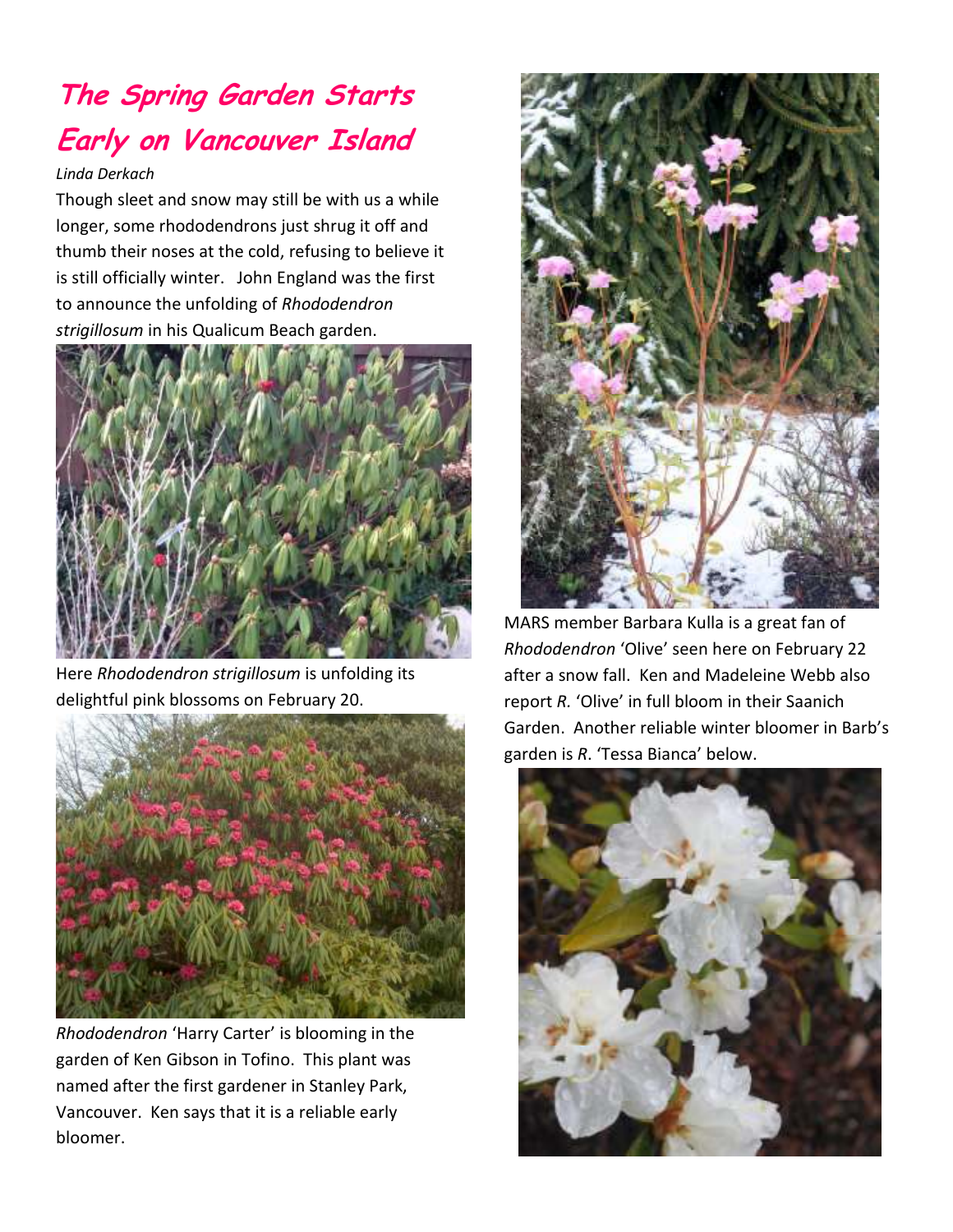# *The Spring Garden Starts Early on Vancouver Island*

*Linda Derkach*

Though sleet and snow may still be with us a while longer, some rhododendrons just shrug it off and thumb their noses at the cold, refusing to believe it is still officially winter. John England was the first to announce the unfolding of *Rhododendron strigillosum* in his Qualicum Beach garden.

Here *Rhododendron strigillosum* is unfolding its delightful pink blossoms on February 20.

*Rhododendron* 'Harry Carter' is blooming in the garden of Ken Gibson in Tofino. This plant was named after the first gardener in Stanley Park, Vancouver. Ken says that it is a reliable early bloomer.

MARS member Barbara Kulla is a great fan of *Rhododendron* 'Olive' seen here on February 22 after a snow fall. Ken and Madeleine Webb also report *R.* 'Olive' in full bloom in their Saanich Garden. Another reliable winter bloomer in Barb's garden is *R.* 'Tessa Bianca' below.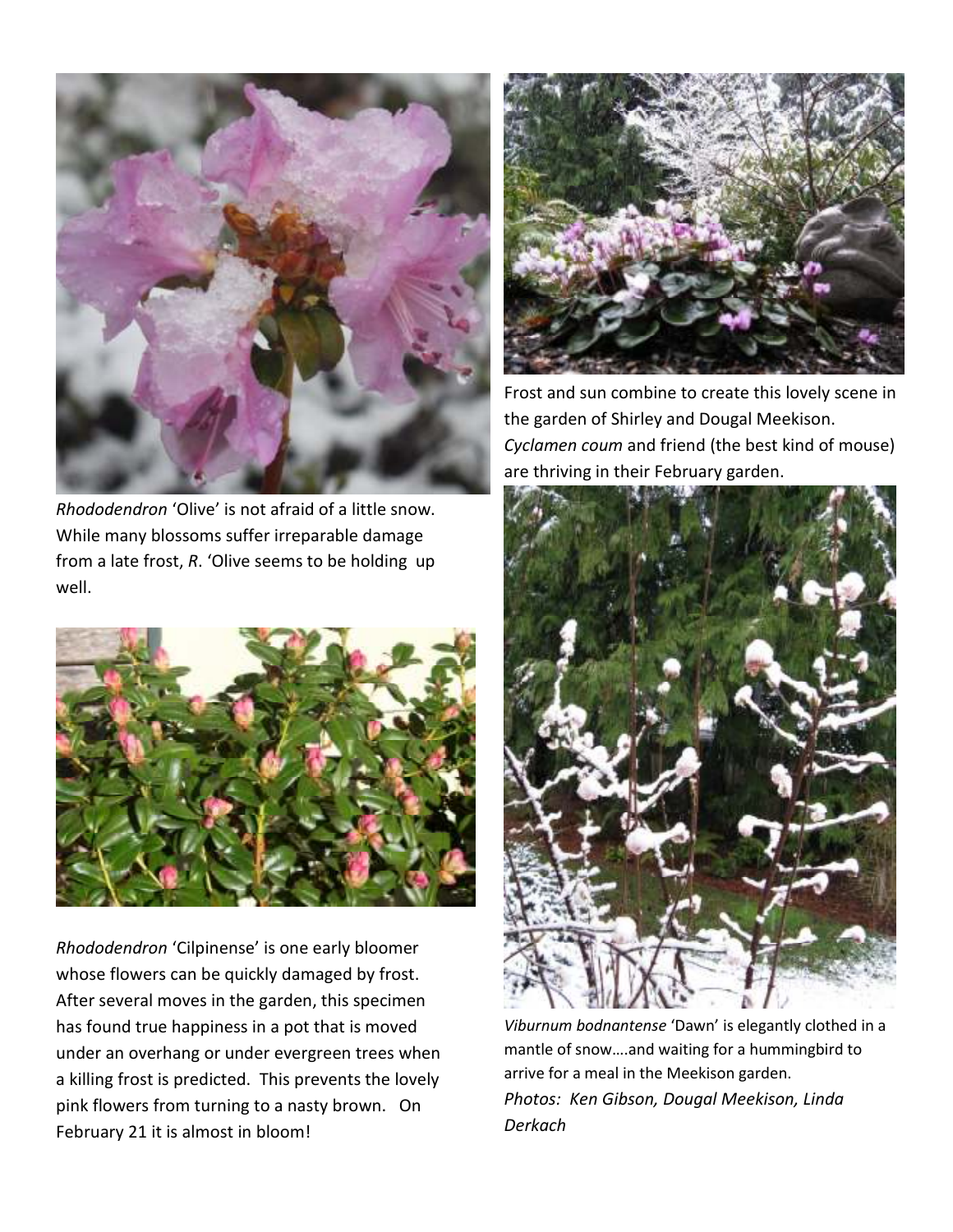*Rhododendron* 'Olive' is not afraid of a little snow. While many blossoms suffer irreparable damage from a late frost, *R*. 'Olive seems to be holding up well.

*Rhododendron* 'Cilpinense' is one early bloomer whose flowers can be quickly damaged by frost. After several moves in the garden, this specimen has found true happiness in a pot that is moved under an overhang or under evergreen trees when a killing frost is predicted. This prevents the lovely pink flowers from turning to a nasty brown. On February 21 it is almost in bloom!

Frost and sun combine to create this lovely scene in the garden of Shirley and Dougal Meekison. *Cyclamen coum* and friend (the best kind of mouse) are thriving in their February garden.

*Viburnum bodnantense* 'Dawn' is elegantly clothed in a mantle of snow….and waiting for a hummingbird to arrive for a meal in the Meekison garden.

*Photos: Ken Gibson, Dougal Meekison, Linda Derkach*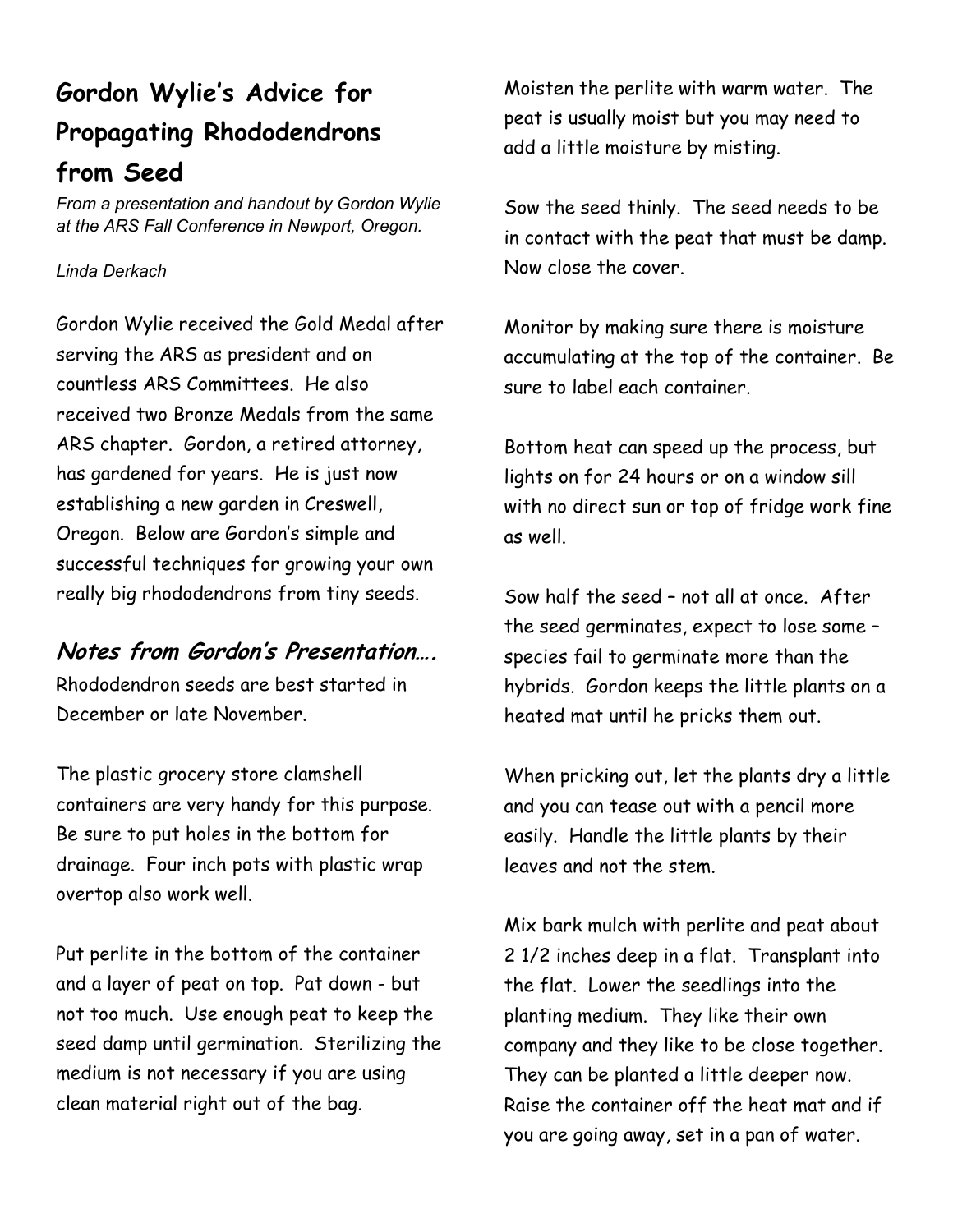# Gordon Wylie's Advice for Propagating Rhododendrons from Seed

*From a presentation and handout by Gordon Wylie at the ARS Fall Conference in Newport, Oregon.*

*Linda Derkach*

Gordon Wylie received the Gold Medal after serving the ARS as president and on countless ARS Committees. He also received two Bronze Medals from the same ARS chapter. Gordon, a retired attorney, has gardened for years. He is just now establishing a new garden in Creswell, Oregon. Below are Gordon's simple and successful techniques for growing your own really big rhododendrons from tiny seeds.

## *Notes from Gordon's Presentation….*

Rhododendron seeds are best started in December or late November.

The plastic grocery store clamshell containers are very handy for this purpose. Be sure to put holes in the bottom for drainage. Four inch pots with plastic wrap overtop also work well.

Put perlite in the bottom of the container and a layer of peat on top. Pat down - but not too much. Use enough peat to keep the seed damp until germination. Sterilizing the medium is not necessary if you are using clean material right out of the bag.

Moisten the perlite with warm water. The peat is usually moist but you may need to add a little moisture by misting.

Sow the seed thinly. The seed needs to be in contact with the peat that must be damp. Now close the cover.

Monitor by making sure there is moisture accumulating at the top of the container. Be sure to label each container.

Bottom heat can speed up the process, but lights on for 24 hours or on a window sill with no direct sun or top of fridge work fine as well.

Sow half the seed – not all at once. After the seed germinates, expect to lose some – species fail to germinate more than the hybrids. Gordon keeps the little plants on a heated mat until he pricks them out.

When pricking out, let the plants dry a little and you can tease out with a pencil more easily. Handle the little plants by their leaves and not the stem.

Mix bark mulch with perlite and peat about 2 1/2 inches deep in a flat. Transplant into the flat. Lower the seedlings into the planting medium. They like their own company and they like to be close together. They can be planted a little deeper now. Raise the container off the heat mat and if you are going away, set in a pan of water.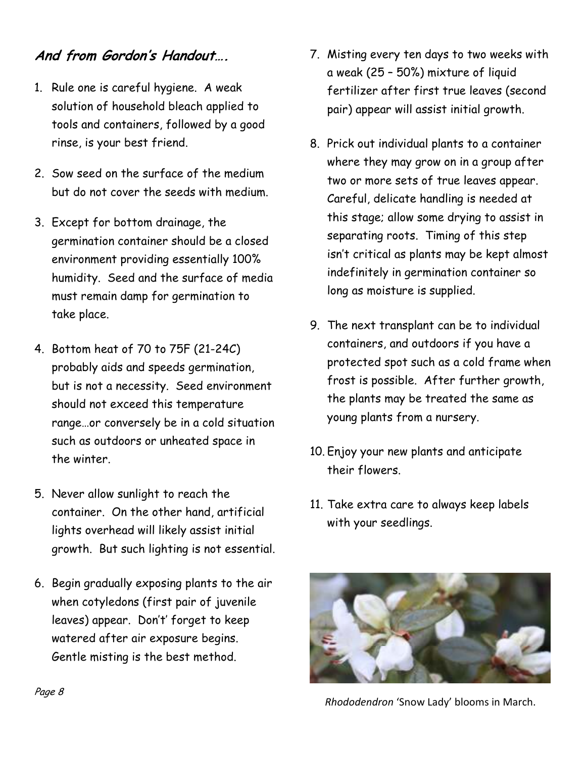## *And from Gordon's Handout….*

1. Rule one is careful hygiene. A weak solution of household bleach applied to tools and containers, followed by a good rinse, is your best friend.
2. Sow seed on the surface of the medium but do not cover the seeds with medium.
3. Except for bottom drainage, the germination container should be a closed environment providing essentially 100% humidity. Seed and the surface of media must remain damp for germination to take place.
4. Bottom heat of 70 to 75F (21-24C) probably aids and speeds germination, but is not a necessity. Seed environment should not exceed this temperature range…or conversely be in a cold situation such as outdoors or unheated space in the winter.
5. Never allow sunlight to reach the container. On the other hand, artificial lights overhead will likely assist initial growth. But such lighting is not essential.
6. Begin gradually exposing plants to the air when cotyledons (first pair of juvenile leaves) appear. Don't' forget to keep watered after air exposure begins. Gentle misting is the best method.
7. Misting every ten days to two weeks with a weak (25 – 50%) mixture of liquid fertilizer after first true leaves (second pair) appear will assist initial growth.
8. Prick out individual plants to a container where they may grow on in a group after two or more sets of true leaves appear. Careful, delicate handling is needed at this stage; allow some drying to assist in separating roots. Timing of this step isn't critical as plants may be kept almost indefinitely in germination container so long as moisture is supplied.
9. The next transplant can be to individual containers, and outdoors if you have a protected spot such as a cold frame when frost is possible. After further growth, the plants may be treated the same as young plants from a nursery.
10. Enjoy your new plants and anticipate their flowers.
11. Take extra care to always keep labels with your seedlings.

*Rhododendron* 'Snow Lady' blooms in March.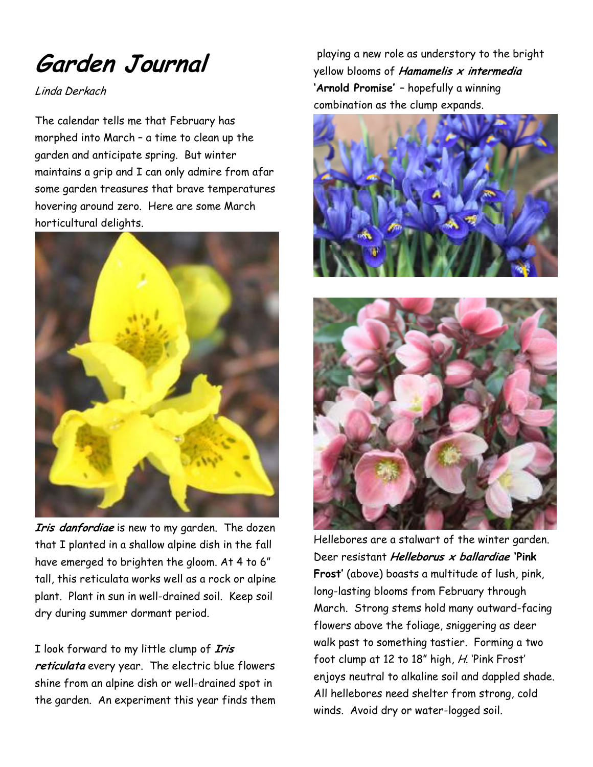# Garden Journal

*Linda Derkach*

The calendar tells me that February has morphed into March – a time to clean up the garden and anticipate spring. But winter maintains a grip and I can only admire from afar some garden treasures that brave temperatures hovering around zero. Here are some March horticultural delights.

***Iris danfordiae*** is new to my garden. The dozen that I planted in a shallow alpine dish in the fall have emerged to brighten the gloom. At 4 to 6" tall, this reticulata works well as a rock or alpine plant. Plant in sun in well-drained soil. Keep soil dry during summer dormant period.

I look forward to my little clump of ***Iris reticulata*** every year. The electric blue flowers shine from an alpine dish or well-drained spot in the garden. An experiment this year finds them playing a new role as understory to the bright yellow blooms of ***Hamamelis x intermedia* 'Arnold Promise'** – hopefully a winning combination as the clump expands.

Hellebores are a stalwart of the winter garden. Deer resistant ***Helleborus x ballardiae* 'Pink Frost'** (above) boasts a multitude of lush, pink, long-lasting blooms from February through March. Strong stems hold many outward-facing flowers above the foliage, sniggering as deer walk past to something tastier. Forming a two foot clump at 12 to 18" high, *H.* 'Pink Frost' enjoys neutral to alkaline soil and dappled shade. All hellebores need shelter from strong, cold winds. Avoid dry or water-logged soil.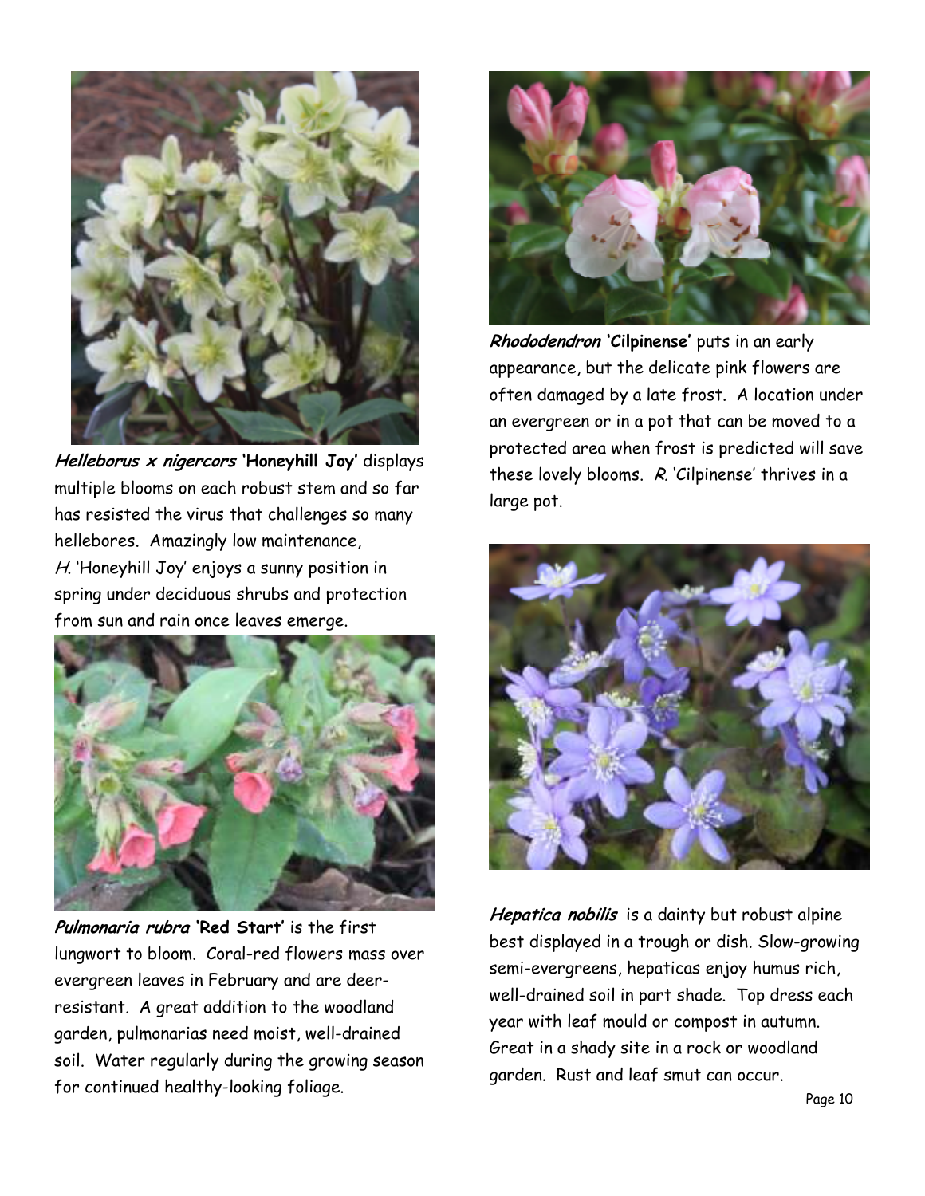***Helleborus x nigercors* 'Honeyhill Joy'** displays multiple blooms on each robust stem and so far has resisted the virus that challenges so many hellebores. Amazingly low maintenance, *H.* 'Honeyhill Joy' enjoys a sunny position in spring under deciduous shrubs and protection from sun and rain once leaves emerge.

***Pulmonaria rubra* 'Red Start'** is the first lungwort to bloom. Coral-red flowers mass over evergreen leaves in February and are deer-resistant. A great addition to the woodland garden, pulmonarias need moist, well-drained soil. Water regularly during the growing season for continued healthy-looking foliage.

***Rhododendron* 'Cilpinense'** puts in an early appearance, but the delicate pink flowers are often damaged by a late frost. A location under an evergreen or in a pot that can be moved to a protected area when frost is predicted will save these lovely blooms. *R.* 'Cilpinense' thrives in a large pot.

***Hepatica nobilis*** is a dainty but robust alpine best displayed in a trough or dish. Slow-growing semi-evergreens, hepaticas enjoy humus rich, well-drained soil in part shade. Top dress each year with leaf mould or compost in autumn. Great in a shady site in a rock or woodland garden. Rust and leaf smut can occur.